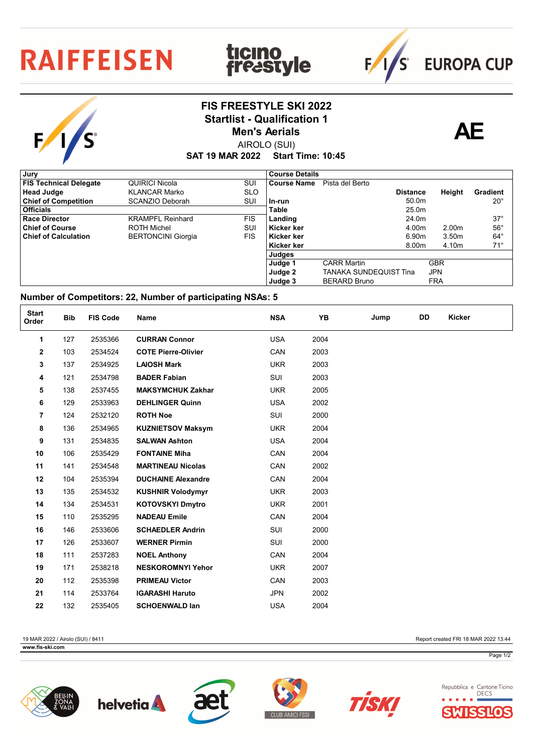RAIFFEISEN ticino freestyle FIS EUROPA CUP

# FIS FREESTYLE SKI 2022
## Startlist - Qualification 1
## Men's Aerials

AIROLO (SUI)

**SAT 19 MAR 2022 Start Time: 10:45**

**AE**

| Jury | | |
|---|---|---|
| **FIS Technical Delegate** | QUIRICI Nicola | SUI |
| **Head Judge** | KLANCAR Marko | SLO |
| **Chief of Competition** | SCANZIO Deborah | SUI |
| **Officials** | | |
| **Race Director** | KRAMPFL Reinhard | FIS |
| **Chief of Course** | ROTH Michel | SUI |
| **Chief of Calculation** | BERTONCINI Giorgia | FIS |

| Course Details | | Distance | Height | Gradient |
|---|---|---|---|---|
| **Course Name** | Pista del Berto | | | |
| **In-run** | | 50.0m | | 20° |
| **Table** | | 25.0m | | |
| **Landing** | | 24.0m | | 37° |
| **Kicker ker** | | 4.00m | 2.00m | 56° |
| **Kicker ker** | | 6.90m | 3.50m | 64° |
| **Kicker ker** | | 8.00m | 4.10m | 71° |

| Judges | | |
|---|---|---|
| **Judge 1** | CARR Martin | GBR |
| **Judge 2** | TANAKA SUNDEQUIST Tina | JPN |
| **Judge 3** | BERARD Bruno | FRA |

### Number of Competitors: 22, Number of participating NSAs: 5

| Start Order | Bib | FIS Code | Name | NSA | YB | Jump | DD | Kicker |
|---|---|---|---|---|---|---|---|---|
| 1 | 127 | 2535366 | **CURRAN Connor** | USA | 2004 | | | |
| 2 | 103 | 2534524 | **COTE Pierre-Olivier** | CAN | 2003 | | | |
| 3 | 137 | 2534925 | **LAIOSH Mark** | UKR | 2003 | | | |
| 4 | 121 | 2534798 | **BADER Fabian** | SUI | 2003 | | | |
| 5 | 138 | 2537455 | **MAKSYMCHUK Zakhar** | UKR | 2005 | | | |
| 6 | 129 | 2533963 | **DEHLINGER Quinn** | USA | 2002 | | | |
| 7 | 124 | 2532120 | **ROTH Noe** | SUI | 2000 | | | |
| 8 | 136 | 2534965 | **KUZNIETSOV Maksym** | UKR | 2004 | | | |
| 9 | 131 | 2534835 | **SALWAN Ashton** | USA | 2004 | | | |
| 10 | 106 | 2535429 | **FONTAINE Miha** | CAN | 2004 | | | |
| 11 | 141 | 2534548 | **MARTINEAU Nicolas** | CAN | 2002 | | | |
| 12 | 104 | 2535394 | **DUCHAINE Alexandre** | CAN | 2004 | | | |
| 13 | 135 | 2534532 | **KUSHNIR Volodymyr** | UKR | 2003 | | | |
| 14 | 134 | 2534531 | **KOTOVSKYI Dmytro** | UKR | 2001 | | | |
| 15 | 110 | 2535295 | **NADEAU Emile** | CAN | 2004 | | | |
| 16 | 146 | 2533606 | **SCHAEDLER Andrin** | SUI | 2000 | | | |
| 17 | 126 | 2533607 | **WERNER Pirmin** | SUI | 2000 | | | |
| 18 | 111 | 2537283 | **NOEL Anthony** | CAN | 2004 | | | |
| 19 | 171 | 2538218 | **NESKOROMNYI Yehor** | UKR | 2007 | | | |
| 20 | 112 | 2535398 | **PRIMEAU Victor** | CAN | 2003 | | | |
| 21 | 114 | 2533764 | **IGARASHI Haruto** | JPN | 2002 | | | |
| 22 | 132 | 2535405 | **SCHOENWALD Ian** | USA | 2004 | | | |

19 MAR 2022 / Airolo (SUI) / 8411 — Report created FRI 18 MAR 2022 13:44

www.fis-ski.com

BELLINZONA & VALLI · helvetia · aet · CLUB AMICI FSSI · TISKI · Repubblica e Cantone Ticino DECS · SWISSLOS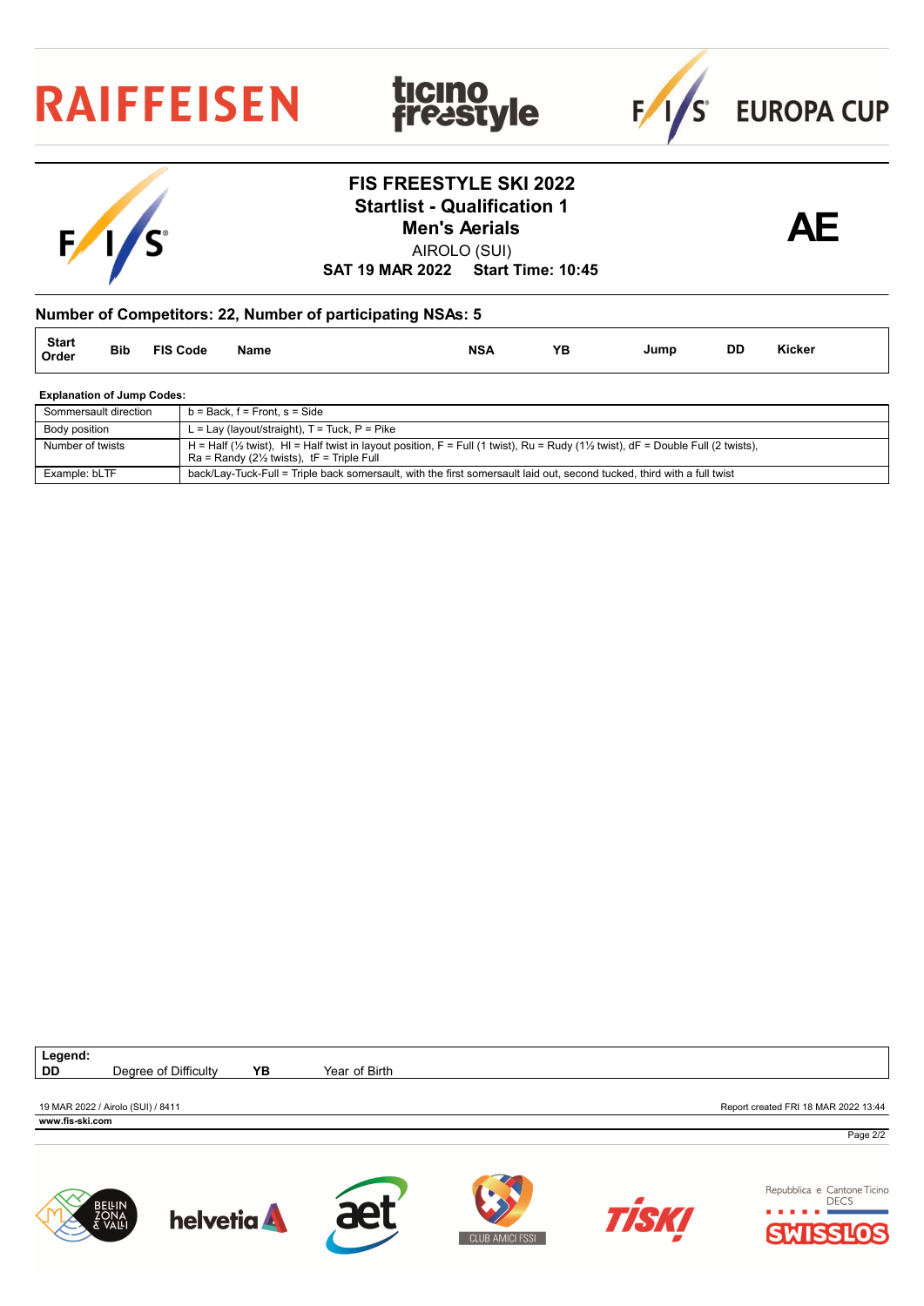# FIS FREESTYLE SKI 2022

## Startlist - Qualification 1

## Men's Aerials

AIROLO (SUI)

**SAT 19 MAR 2022 Start Time: 10:45**

**AE**

**Number of Competitors: 22, Number of participating NSAs: 5**

| Start Order | Bib | FIS Code | Name | NSA | YB | Jump | DD | Kicker |
|---|---|---|---|---|---|---|---|---|

**Explanation of Jump Codes:**

| | |
|---|---|
| Sommersault direction | b = Back, f = Front, s = Side |
| Body position | L = Lay (layout/straight), T = Tuck, P = Pike |
| Number of twists | H = Half (½ twist), Hl = Half twist in layout position, F = Full (1 twist), Ru = Rudy (1½ twist), dF = Double Full (2 twists), Ra = Randy (2½ twists), tF = Triple Full |
| Example: bLTF | back/Lay-Tuck-Full = Triple back somersault, with the first somersault laid out, second tucked, third with a full twist |

**Legend:**

| | | | |
|---|---|---|---|
| **DD** | Degree of Difficulty | **YB** | Year of Birth |

19 MAR 2022 / Airolo (SUI) / 8411

Report created FRI 18 MAR 2022 13:44

**www.fis-ski.com**